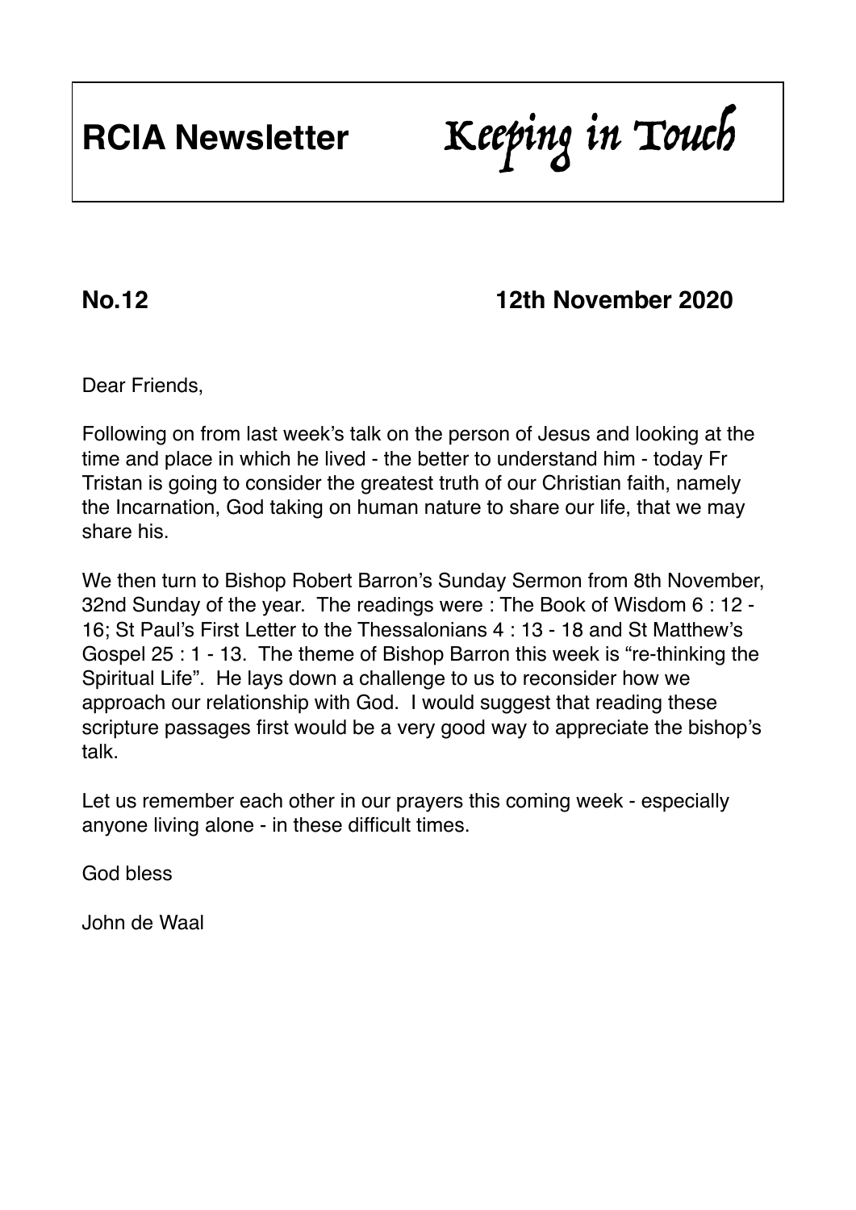# RCIA Newsletter *Keeping in Touch*

**No.12 12th November 2020**

Dear Friends,

Following on from last week's talk on the person of Jesus and looking at the time and place in which he lived - the better to understand him - today Fr Tristan is going to consider the greatest truth of our Christian faith, namely the Incarnation, God taking on human nature to share our life, that we may share his.

We then turn to Bishop Robert Barron's Sunday Sermon from 8th November, 32nd Sunday of the year. The readings were : The Book of Wisdom 6 : 12 - 16; St Paul's First Letter to the Thessalonians 4 : 13 - 18 and St Matthew's Gospel 25 : 1 - 13. The theme of Bishop Barron this week is "re-thinking the Spiritual Life". He lays down a challenge to us to reconsider how we approach our relationship with God. I would suggest that reading these scripture passages first would be a very good way to appreciate the bishop's talk.

Let us remember each other in our prayers this coming week - especially anyone living alone - in these difficult times.

God bless

John de Waal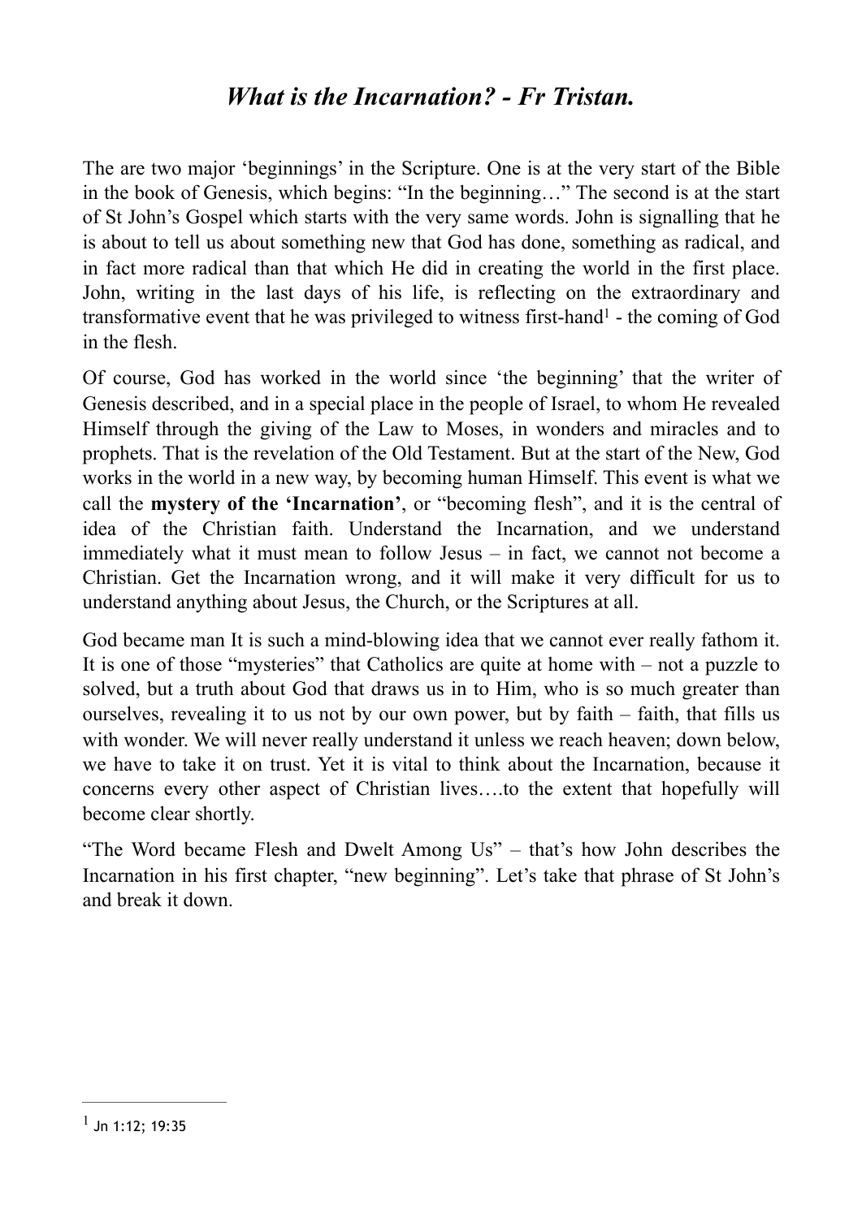## *What is the Incarnation? - Fr Tristan.*

The are two major 'beginnings' in the Scripture. One is at the very start of the Bible in the book of Genesis, which begins: "In the beginning…" The second is at the start of St John's Gospel which starts with the very same words. John is signalling that he is about to tell us about something new that God has done, something as radical, and in fact more radical than that which He did in creating the world in the first place. John, writing in the last days of his life, is reflecting on the extraordinary and transformative event that he was privileged to witness first-hand[1] - the coming of God in the flesh.

Of course, God has worked in the world since 'the beginning' that the writer of Genesis described, and in a special place in the people of Israel, to whom He revealed Himself through the giving of the Law to Moses, in wonders and miracles and to prophets. That is the revelation of the Old Testament. But at the start of the New, God works in the world in a new way, by becoming human Himself. This event is what we call the **mystery of the 'Incarnation'**, or "becoming flesh", and it is the central of idea of the Christian faith. Understand the Incarnation, and we understand immediately what it must mean to follow Jesus – in fact, we cannot not become a Christian. Get the Incarnation wrong, and it will make it very difficult for us to understand anything about Jesus, the Church, or the Scriptures at all.

God became man It is such a mind-blowing idea that we cannot ever really fathom it. It is one of those "mysteries" that Catholics are quite at home with – not a puzzle to solved, but a truth about God that draws us in to Him, who is so much greater than ourselves, revealing it to us not by our own power, but by faith – faith, that fills us with wonder. We will never really understand it unless we reach heaven; down below, we have to take it on trust. Yet it is vital to think about the Incarnation, because it concerns every other aspect of Christian lives….to the extent that hopefully will become clear shortly.

"The Word became Flesh and Dwelt Among Us" – that's how John describes the Incarnation in his first chapter, "new beginning". Let's take that phrase of St John's and break it down.

---

[1] Jn 1:12; 19:35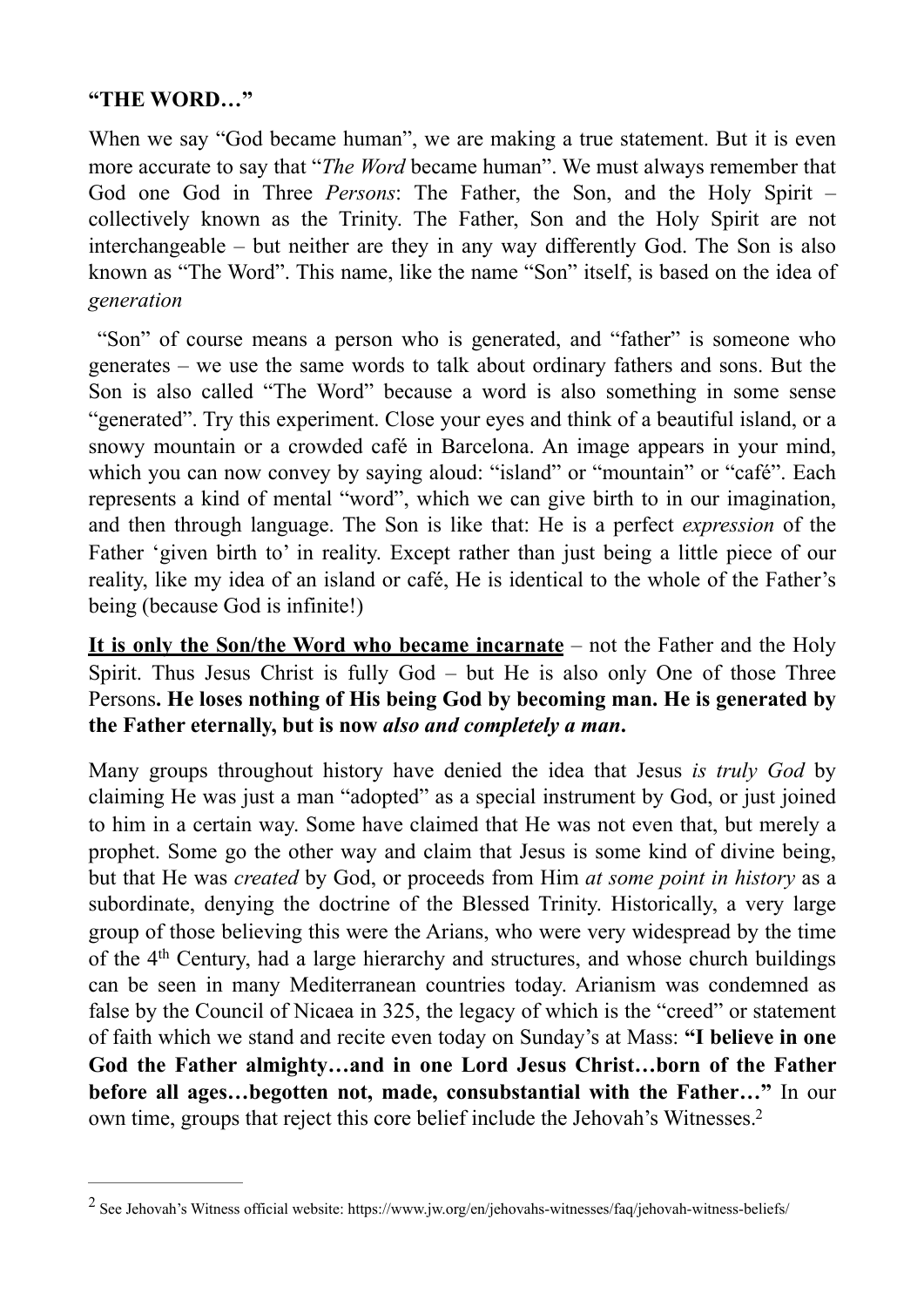**“THE WORD…”**

When we say “God became human”, we are making a true statement. But it is even more accurate to say that “*The Word* became human”. We must always remember that God one God in Three *Persons*: The Father, the Son, and the Holy Spirit – collectively known as the Trinity. The Father, Son and the Holy Spirit are not interchangeable – but neither are they in any way differently God. The Son is also known as “The Word”. This name, like the name “Son” itself, is based on the idea of *generation*

“Son” of course means a person who is generated, and “father” is someone who generates – we use the same words to talk about ordinary fathers and sons. But the Son is also called “The Word” because a word is also something in some sense “generated”. Try this experiment. Close your eyes and think of a beautiful island, or a snowy mountain or a crowded café in Barcelona. An image appears in your mind, which you can now convey by saying aloud: “island” or “mountain” or “café”. Each represents a kind of mental “word”, which we can give birth to in our imagination, and then through language. The Son is like that: He is a perfect *expression* of the Father ‘given birth to’ in reality. Except rather than just being a little piece of our reality, like my idea of an island or café, He is identical to the whole of the Father’s being (because God is infinite!)

**<u>It is only the Son/the Word who became incarnate</u>** – not the Father and the Holy Spirit. Thus Jesus Christ is fully God – but He is also only One of those Three Persons**. He loses nothing of His being God by becoming man. He is generated by the Father eternally, but is now *also and completely a man*.**

Many groups throughout history have denied the idea that Jesus *is truly God* by claiming He was just a man “adopted” as a special instrument by God, or just joined to him in a certain way. Some have claimed that He was not even that, but merely a prophet. Some go the other way and claim that Jesus is some kind of divine being, but that He was *created* by God, or proceeds from Him *at some point in history* as a subordinate, denying the doctrine of the Blessed Trinity. Historically, a very large group of those believing this were the Arians, who were very widespread by the time of the 4th Century, had a large hierarchy and structures, and whose church buildings can be seen in many Mediterranean countries today. Arianism was condemned as false by the Council of Nicaea in 325, the legacy of which is the “creed” or statement of faith which we stand and recite even today on Sunday’s at Mass: **“I believe in one God the Father almighty…and in one Lord Jesus Christ…born of the Father before all ages…begotten not, made, consubstantial with the Father…”** In our own time, groups that reject this core belief include the Jehovah’s Witnesses.[2]

---

[2] See Jehovah’s Witness official website: https://www.jw.org/en/jehovahs-witnesses/faq/jehovah-witness-beliefs/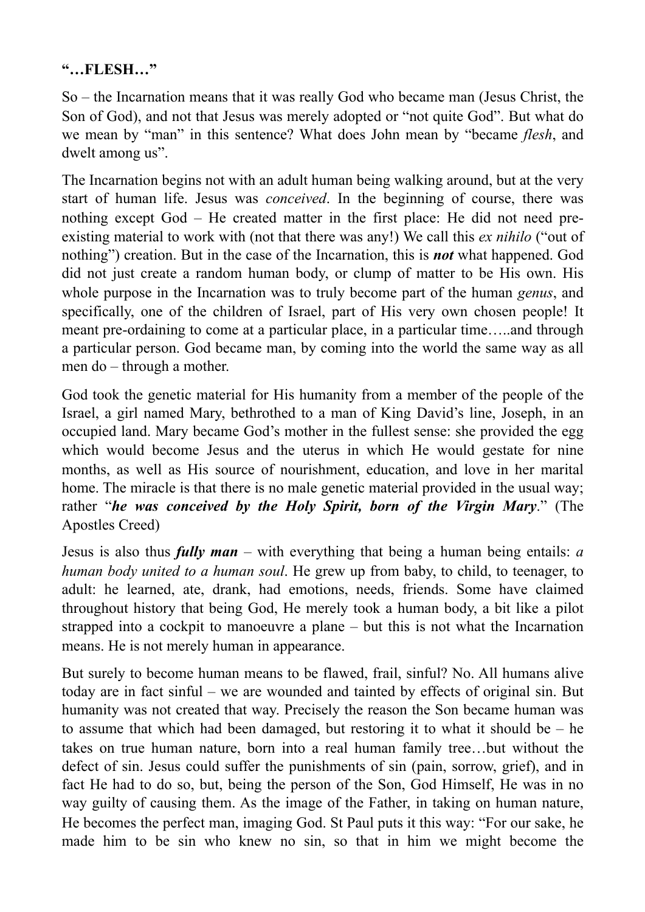**"…FLESH…"**

So – the Incarnation means that it was really God who became man (Jesus Christ, the Son of God), and not that Jesus was merely adopted or "not quite God". But what do we mean by "man" in this sentence? What does John mean by "became *flesh*, and dwelt among us".

The Incarnation begins not with an adult human being walking around, but at the very start of human life. Jesus was *conceived*. In the beginning of course, there was nothing except God – He created matter in the first place: He did not need pre-existing material to work with (not that there was any!) We call this *ex nihilo* ("out of nothing") creation. But in the case of the Incarnation, this is ***not*** what happened. God did not just create a random human body, or clump of matter to be His own. His whole purpose in the Incarnation was to truly become part of the human *genus*, and specifically, one of the children of Israel, part of His very own chosen people! It meant pre-ordaining to come at a particular place, in a particular time…..and through a particular person. God became man, by coming into the world the same way as all men do – through a mother.

God took the genetic material for His humanity from a member of the people of the Israel, a girl named Mary, bethrothed to a man of King David's line, Joseph, in an occupied land. Mary became God's mother in the fullest sense: she provided the egg which would become Jesus and the uterus in which He would gestate for nine months, as well as His source of nourishment, education, and love in her marital home. The miracle is that there is no male genetic material provided in the usual way; rather "***he was conceived by the Holy Spirit, born of the Virgin Mary***." (The Apostles Creed)

Jesus is also thus ***fully man*** – with everything that being a human being entails: *a human body united to a human soul*. He grew up from baby, to child, to teenager, to adult: he learned, ate, drank, had emotions, needs, friends. Some have claimed throughout history that being God, He merely took a human body, a bit like a pilot strapped into a cockpit to manoeuvre a plane – but this is not what the Incarnation means. He is not merely human in appearance.

But surely to become human means to be flawed, frail, sinful? No. All humans alive today are in fact sinful – we are wounded and tainted by effects of original sin. But humanity was not created that way. Precisely the reason the Son became human was to assume that which had been damaged, but restoring it to what it should be – he takes on true human nature, born into a real human family tree…but without the defect of sin. Jesus could suffer the punishments of sin (pain, sorrow, grief), and in fact He had to do so, but, being the person of the Son, God Himself, He was in no way guilty of causing them. As the image of the Father, in taking on human nature, He becomes the perfect man, imaging God. St Paul puts it this way: "For our sake, he made him to be sin who knew no sin, so that in him we might become the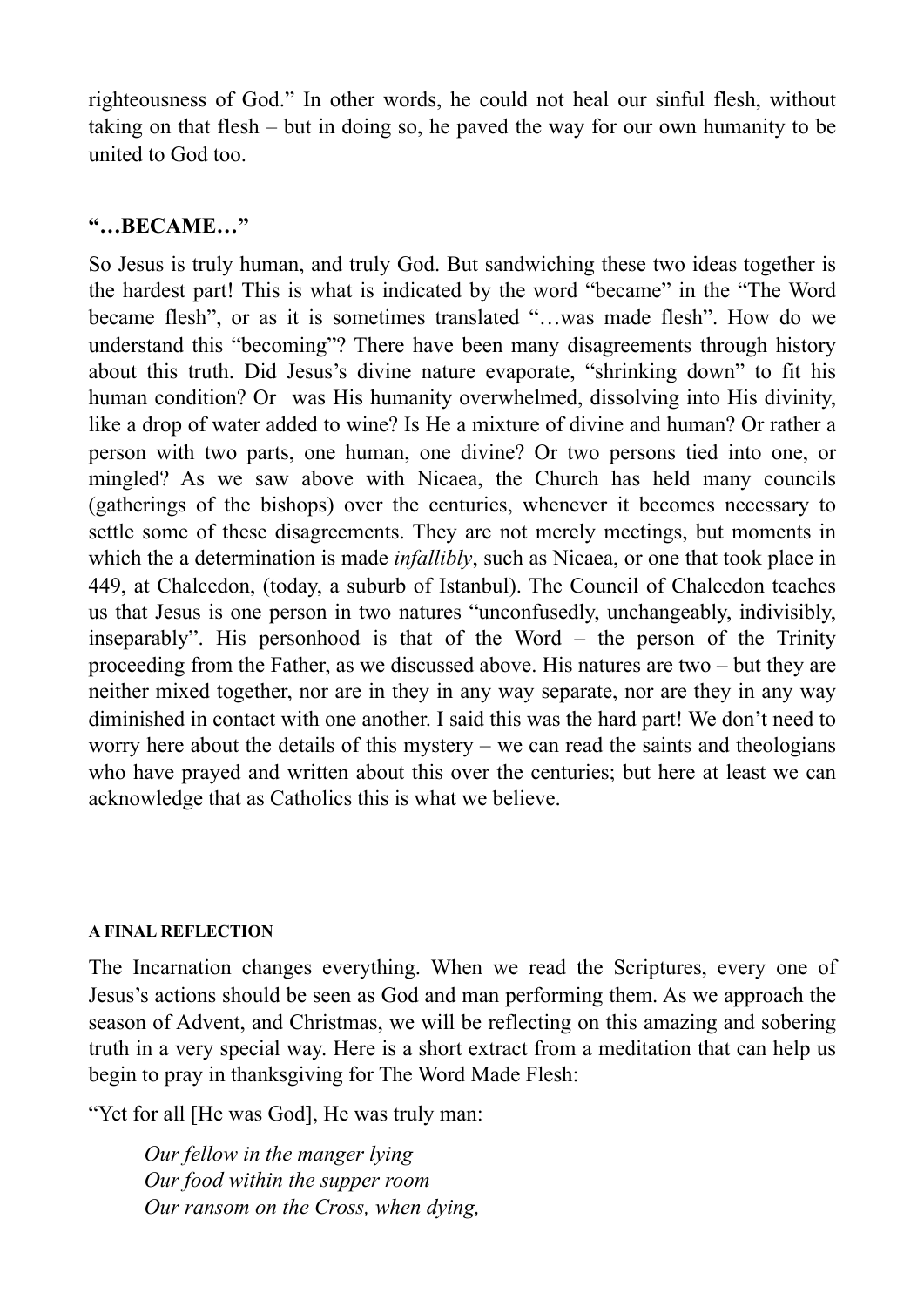righteousness of God." In other words, he could not heal our sinful flesh, without taking on that flesh – but in doing so, he paved the way for our own humanity to be united to God too.

## "…BECAME…"

So Jesus is truly human, and truly God. But sandwiching these two ideas together is the hardest part! This is what is indicated by the word "became" in the "The Word became flesh", or as it is sometimes translated "…was made flesh". How do we understand this "becoming"? There have been many disagreements through history about this truth. Did Jesus's divine nature evaporate, "shrinking down" to fit his human condition? Or was His humanity overwhelmed, dissolving into His divinity, like a drop of water added to wine? Is He a mixture of divine and human? Or rather a person with two parts, one human, one divine? Or two persons tied into one, or mingled? As we saw above with Nicaea, the Church has held many councils (gatherings of the bishops) over the centuries, whenever it becomes necessary to settle some of these disagreements. They are not merely meetings, but moments in which the a determination is made *infallibly*, such as Nicaea, or one that took place in 449, at Chalcedon, (today, a suburb of Istanbul). The Council of Chalcedon teaches us that Jesus is one person in two natures "unconfusedly, unchangeably, indivisibly, inseparably". His personhood is that of the Word – the person of the Trinity proceeding from the Father, as we discussed above. His natures are two – but they are neither mixed together, nor are in they in any way separate, nor are they in any way diminished in contact with one another. I said this was the hard part! We don't need to worry here about the details of this mystery – we can read the saints and theologians who have prayed and written about this over the centuries; but here at least we can acknowledge that as Catholics this is what we believe.

#### A FINAL REFLECTION

The Incarnation changes everything. When we read the Scriptures, every one of Jesus's actions should be seen as God and man performing them. As we approach the season of Advent, and Christmas, we will be reflecting on this amazing and sobering truth in a very special way. Here is a short extract from a meditation that can help us begin to pray in thanksgiving for The Word Made Flesh:

"Yet for all [He was God], He was truly man:

> *Our fellow in the manger lying*
> *Our food within the supper room*
> *Our ransom on the Cross, when dying,*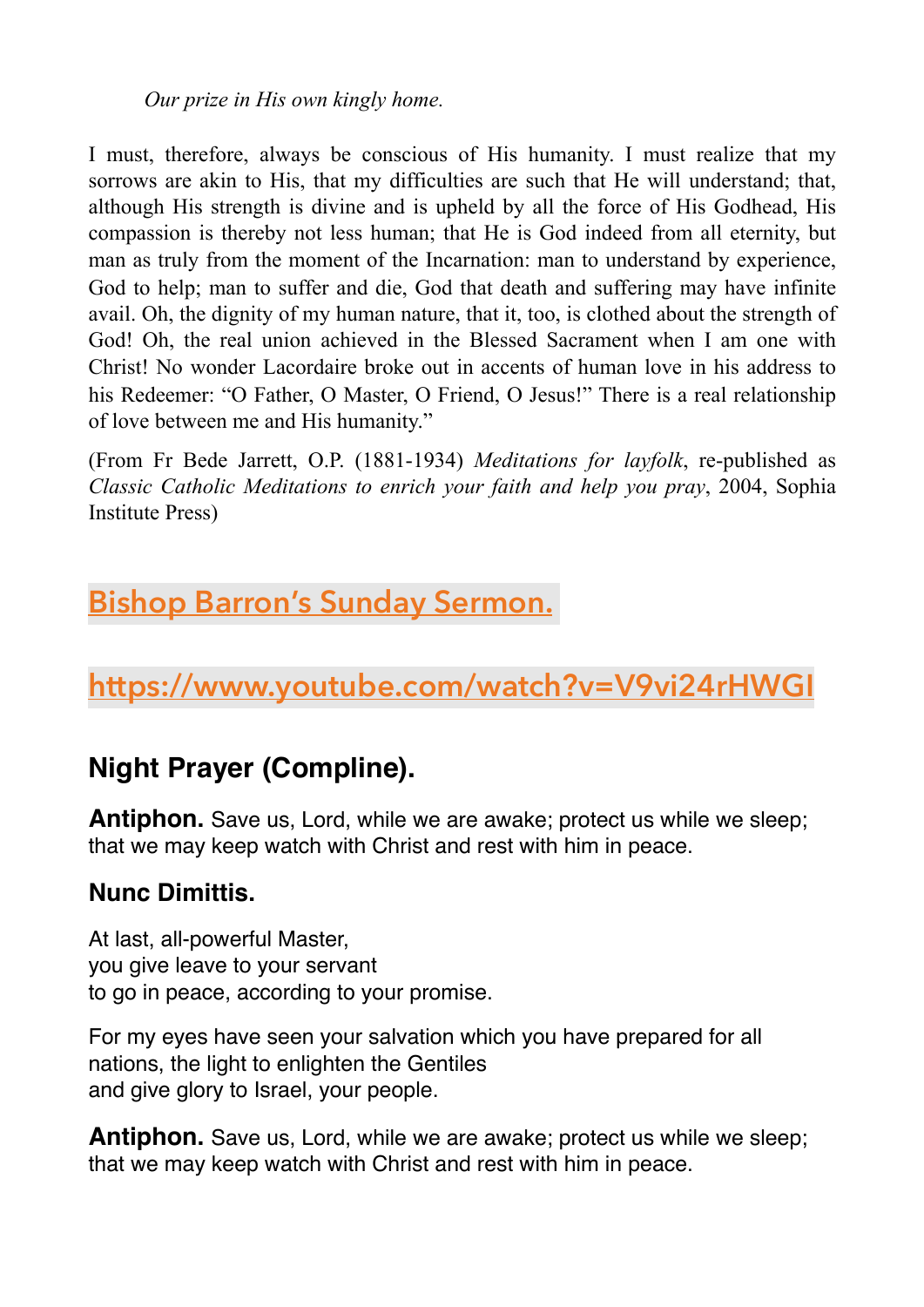*Our prize in His own kingly home.*

I must, therefore, always be conscious of His humanity. I must realize that my sorrows are akin to His, that my difficulties are such that He will understand; that, although His strength is divine and is upheld by all the force of His Godhead, His compassion is thereby not less human; that He is God indeed from all eternity, but man as truly from the moment of the Incarnation: man to understand by experience, God to help; man to suffer and die, God that death and suffering may have infinite avail. Oh, the dignity of my human nature, that it, too, is clothed about the strength of God! Oh, the real union achieved in the Blessed Sacrament when I am one with Christ! No wonder Lacordaire broke out in accents of human love in his address to his Redeemer: "O Father, O Master, O Friend, O Jesus!" There is a real relationship of love between me and His humanity."

(From Fr Bede Jarrett, O.P. (1881-1934) *Meditations for layfolk*, re-published as *Classic Catholic Meditations to enrich your faith and help you pray*, 2004, Sophia Institute Press)

## Bishop Barron's Sunday Sermon.

## https://www.youtube.com/watch?v=V9vi24rHWGI

## Night Prayer (Compline).

**Antiphon.** Save us, Lord, while we are awake; protect us while we sleep; that we may keep watch with Christ and rest with him in peace.

### Nunc Dimittis.

At last, all-powerful Master,  
you give leave to your servant  
to go in peace, according to your promise.

For my eyes have seen your salvation which you have prepared for all nations, the light to enlighten the Gentiles  
and give glory to Israel, your people.

**Antiphon.** Save us, Lord, while we are awake; protect us while we sleep; that we may keep watch with Christ and rest with him in peace.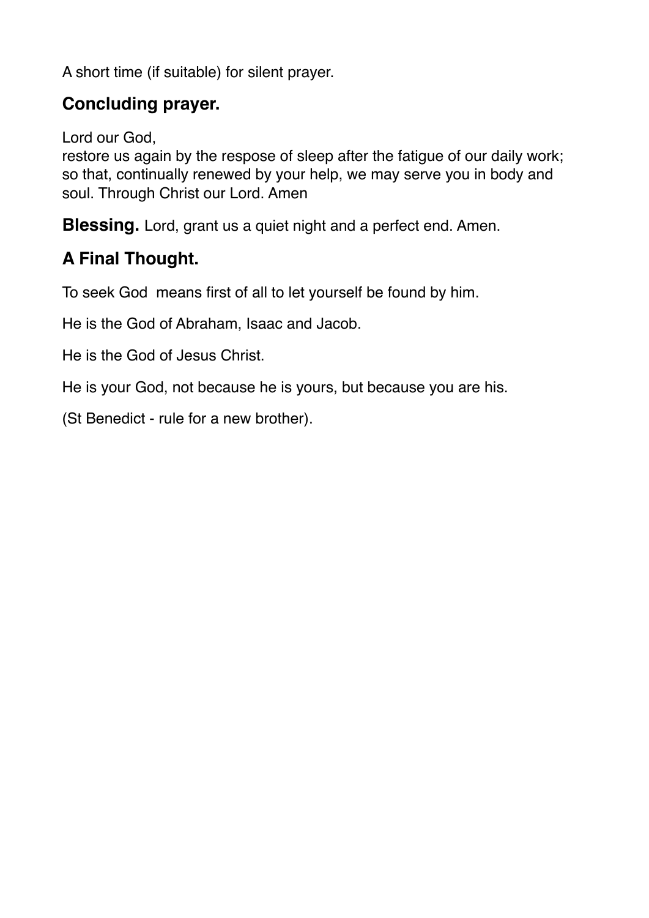A short time (if suitable) for silent prayer.

## Concluding prayer.

Lord our God,
restore us again by the respose of sleep after the fatigue of our daily work; so that, continually renewed by your help, we may serve you in body and soul. Through Christ our Lord. Amen

**Blessing.** Lord, grant us a quiet night and a perfect end. Amen.

## A Final Thought.

To seek God means first of all to let yourself be found by him.

He is the God of Abraham, Isaac and Jacob.

He is the God of Jesus Christ.

He is your God, not because he is yours, but because you are his.

(St Benedict - rule for a new brother).